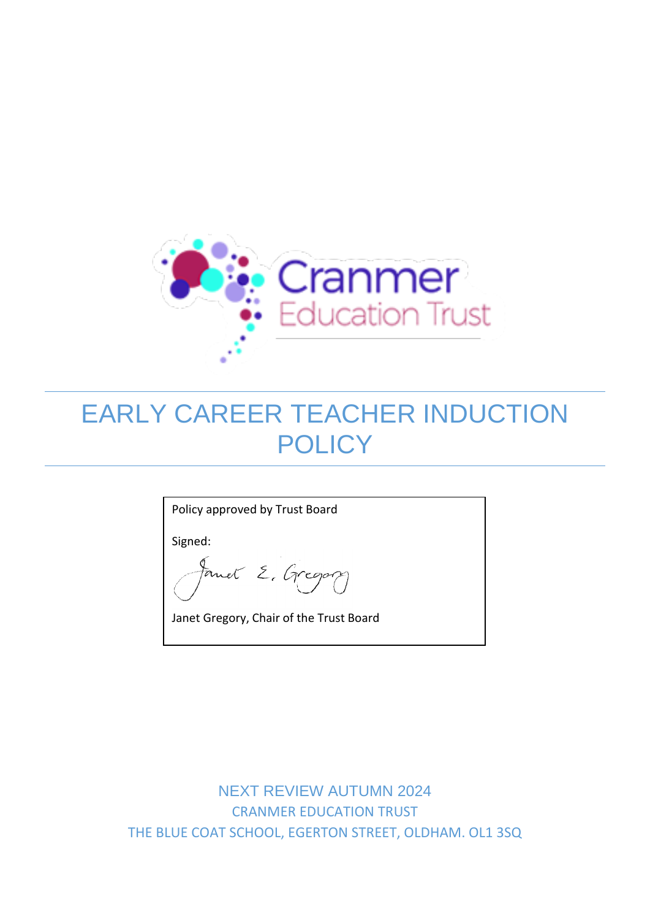Cranmer Education Trust

# EARLY CAREER TEACHER INDUCTION POLICY

Policy approved by Trust Board

Signed:

Janet Gregory, Chair of the Trust Board

NEXT REVIEW AUTUMN 2024

CRANMER EDUCATION TRUST

THE BLUE COAT SCHOOL, EGERTON STREET, OLDHAM. OL1 3SQ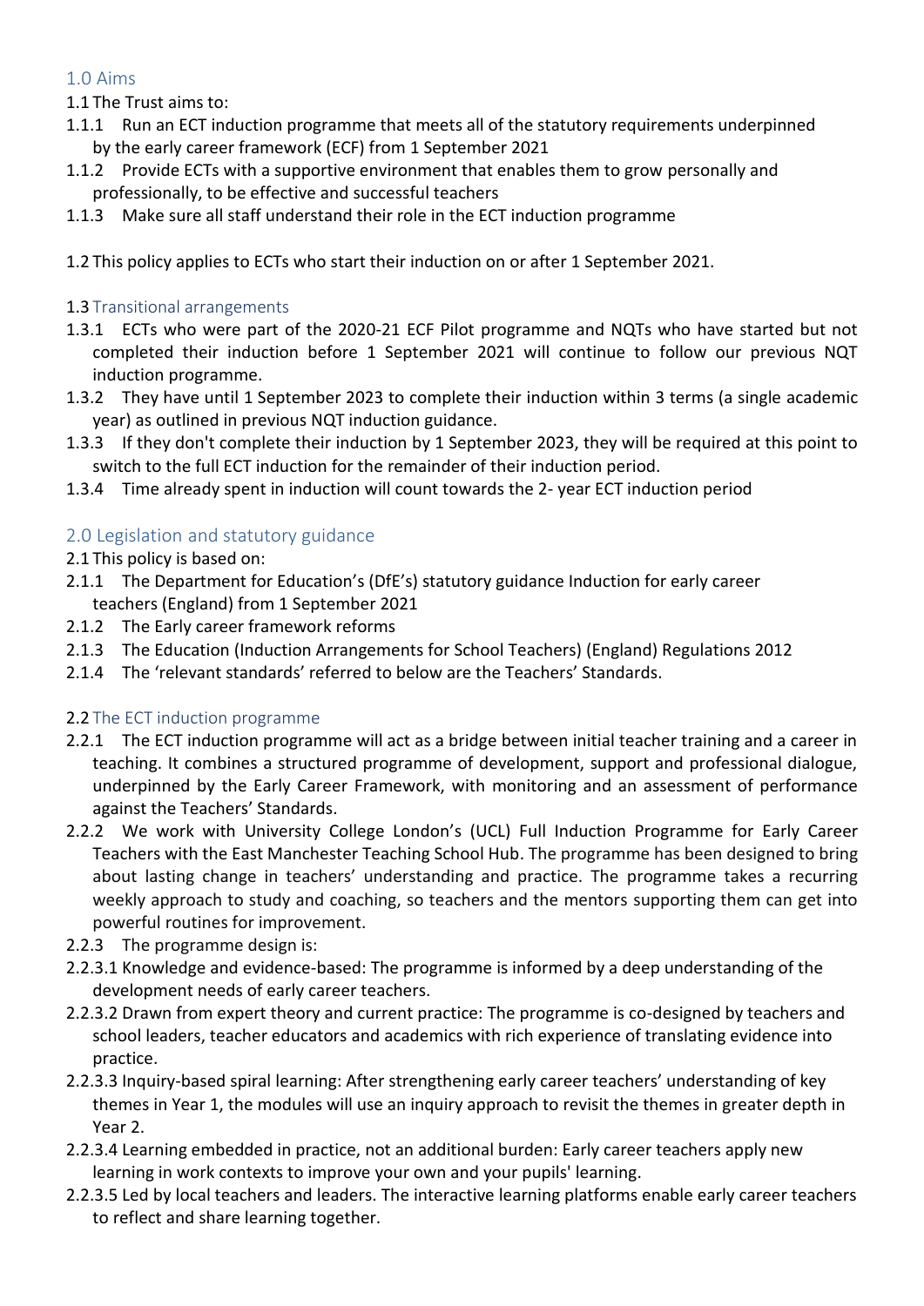## 1.0 Aims

1.1 The Trust aims to:

1.1.1 Run an ECT induction programme that meets all of the statutory requirements underpinned by the early career framework (ECF) from 1 September 2021

1.1.2 Provide ECTs with a supportive environment that enables them to grow personally and professionally, to be effective and successful teachers

1.1.3 Make sure all staff understand their role in the ECT induction programme

1.2 This policy applies to ECTs who start their induction on or after 1 September 2021.

### 1.3 Transitional arrangements

1.3.1 ECTs who were part of the 2020-21 ECF Pilot programme and NQTs who have started but not completed their induction before 1 September 2021 will continue to follow our previous NQT induction programme.

1.3.2 They have until 1 September 2023 to complete their induction within 3 terms (a single academic year) as outlined in previous NQT induction guidance.

1.3.3 If they don't complete their induction by 1 September 2023, they will be required at this point to switch to the full ECT induction for the remainder of their induction period.

1.3.4 Time already spent in induction will count towards the 2- year ECT induction period

## 2.0 Legislation and statutory guidance

2.1 This policy is based on:

2.1.1 The Department for Education's (DfE's) statutory guidance Induction for early career teachers (England) from 1 September 2021

2.1.2 The Early career framework reforms

2.1.3 The Education (Induction Arrangements for School Teachers) (England) Regulations 2012

2.1.4 The 'relevant standards' referred to below are the Teachers' Standards.

### 2.2 The ECT induction programme

2.2.1 The ECT induction programme will act as a bridge between initial teacher training and a career in teaching. It combines a structured programme of development, support and professional dialogue, underpinned by the Early Career Framework, with monitoring and an assessment of performance against the Teachers' Standards.

2.2.2 We work with University College London's (UCL) Full Induction Programme for Early Career Teachers with the East Manchester Teaching School Hub. The programme has been designed to bring about lasting change in teachers' understanding and practice. The programme takes a recurring weekly approach to study and coaching, so teachers and the mentors supporting them can get into powerful routines for improvement.

2.2.3 The programme design is:

2.2.3.1 Knowledge and evidence-based: The programme is informed by a deep understanding of the development needs of early career teachers.

2.2.3.2 Drawn from expert theory and current practice: The programme is co-designed by teachers and school leaders, teacher educators and academics with rich experience of translating evidence into practice.

2.2.3.3 Inquiry-based spiral learning: After strengthening early career teachers' understanding of key themes in Year 1, the modules will use an inquiry approach to revisit the themes in greater depth in Year 2.

2.2.3.4 Learning embedded in practice, not an additional burden: Early career teachers apply new learning in work contexts to improve your own and your pupils' learning.

2.2.3.5 Led by local teachers and leaders. The interactive learning platforms enable early career teachers to reflect and share learning together.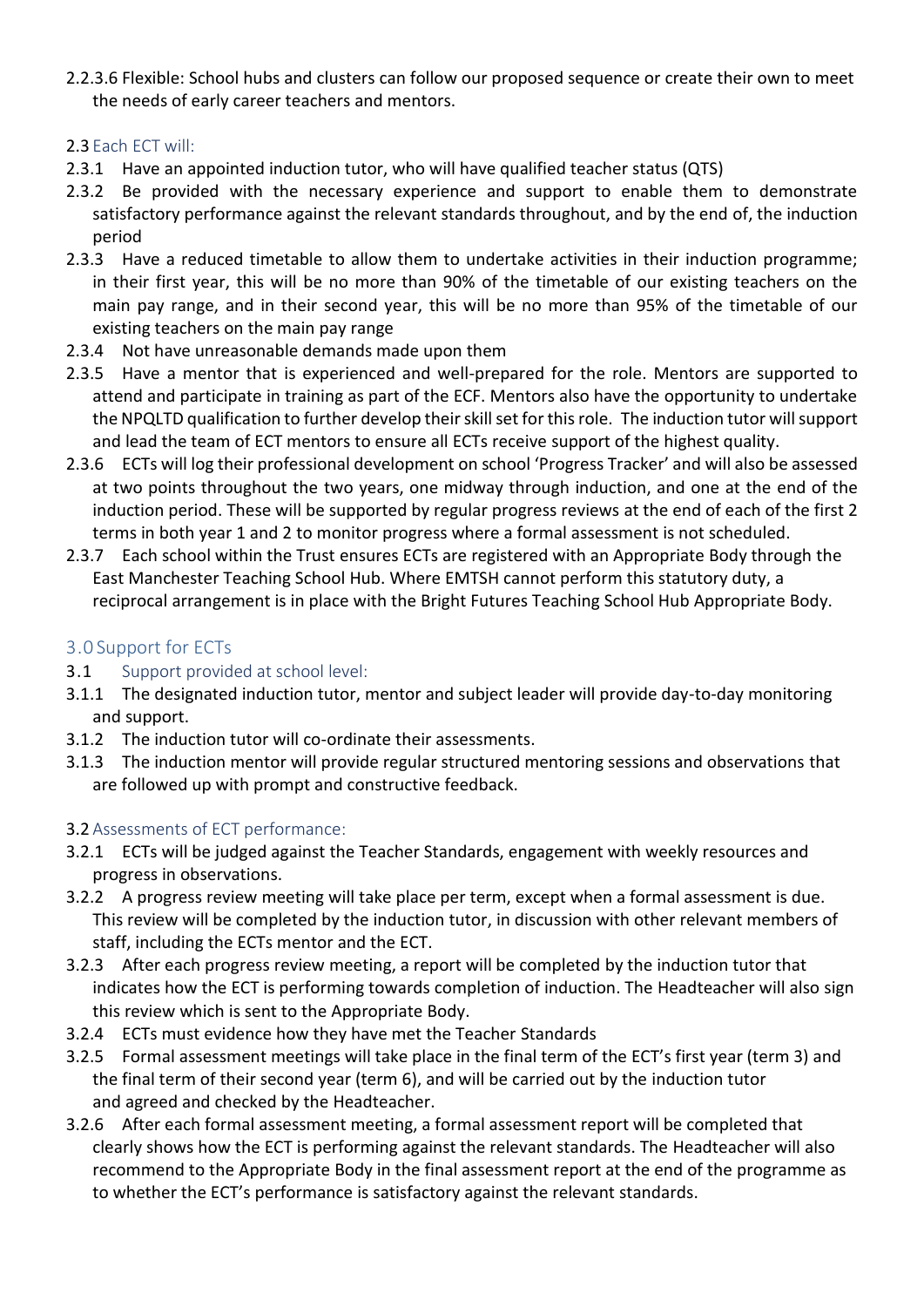2.2.3.6 Flexible: School hubs and clusters can follow our proposed sequence or create their own to meet the needs of early career teachers and mentors.

### 2.3 Each ECT will:

2.3.1 Have an appointed induction tutor, who will have qualified teacher status (QTS)

2.3.2 Be provided with the necessary experience and support to enable them to demonstrate satisfactory performance against the relevant standards throughout, and by the end of, the induction period

2.3.3 Have a reduced timetable to allow them to undertake activities in their induction programme; in their first year, this will be no more than 90% of the timetable of our existing teachers on the main pay range, and in their second year, this will be no more than 95% of the timetable of our existing teachers on the main pay range

2.3.4 Not have unreasonable demands made upon them

2.3.5 Have a mentor that is experienced and well-prepared for the role. Mentors are supported to attend and participate in training as part of the ECF. Mentors also have the opportunity to undertake the NPQLTD qualification to further develop their skill set for this role. The induction tutor will support and lead the team of ECT mentors to ensure all ECTs receive support of the highest quality.

2.3.6 ECTs will log their professional development on school 'Progress Tracker' and will also be assessed at two points throughout the two years, one midway through induction, and one at the end of the induction period. These will be supported by regular progress reviews at the end of each of the first 2 terms in both year 1 and 2 to monitor progress where a formal assessment is not scheduled.

2.3.7 Each school within the Trust ensures ECTs are registered with an Appropriate Body through the East Manchester Teaching School Hub. Where EMTSH cannot perform this statutory duty, a reciprocal arrangement is in place with the Bright Futures Teaching School Hub Appropriate Body.

## 3.0 Support for ECTs

### 3.1 Support provided at school level:

3.1.1 The designated induction tutor, mentor and subject leader will provide day-to-day monitoring and support.

3.1.2 The induction tutor will co-ordinate their assessments.

3.1.3 The induction mentor will provide regular structured mentoring sessions and observations that are followed up with prompt and constructive feedback.

### 3.2 Assessments of ECT performance:

3.2.1 ECTs will be judged against the Teacher Standards, engagement with weekly resources and progress in observations.

3.2.2 A progress review meeting will take place per term, except when a formal assessment is due. This review will be completed by the induction tutor, in discussion with other relevant members of staff, including the ECTs mentor and the ECT.

3.2.3 After each progress review meeting, a report will be completed by the induction tutor that indicates how the ECT is performing towards completion of induction. The Headteacher will also sign this review which is sent to the Appropriate Body.

3.2.4 ECTs must evidence how they have met the Teacher Standards

3.2.5 Formal assessment meetings will take place in the final term of the ECT's first year (term 3) and the final term of their second year (term 6), and will be carried out by the induction tutor and agreed and checked by the Headteacher.

3.2.6 After each formal assessment meeting, a formal assessment report will be completed that clearly shows how the ECT is performing against the relevant standards. The Headteacher will also recommend to the Appropriate Body in the final assessment report at the end of the programme as to whether the ECT's performance is satisfactory against the relevant standards.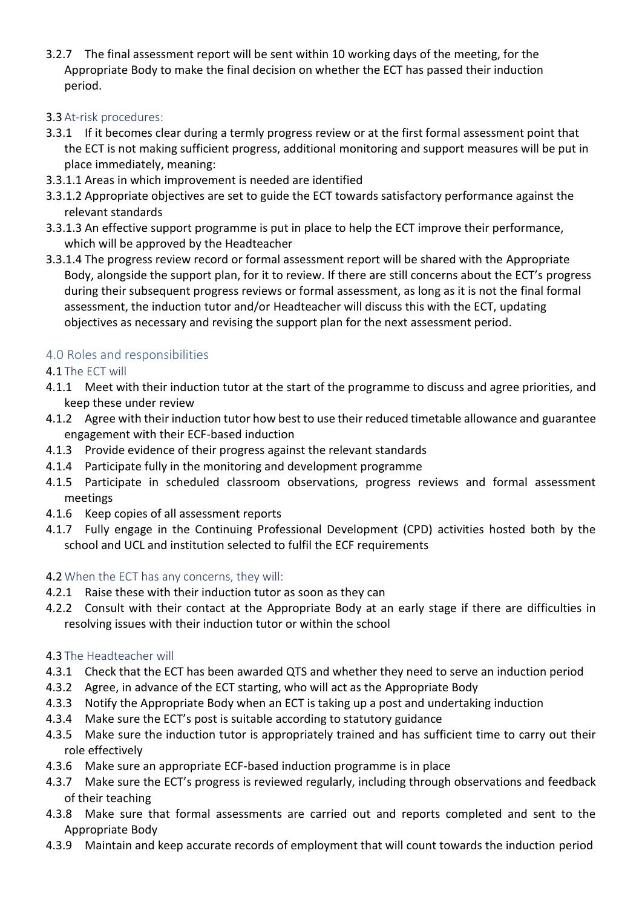3.2.7 The final assessment report will be sent within 10 working days of the meeting, for the Appropriate Body to make the final decision on whether the ECT has passed their induction period.

### 3.3 At-risk procedures:

3.3.1 If it becomes clear during a termly progress review or at the first formal assessment point that the ECT is not making sufficient progress, additional monitoring and support measures will be put in place immediately, meaning:

3.3.1.1 Areas in which improvement is needed are identified

3.3.1.2 Appropriate objectives are set to guide the ECT towards satisfactory performance against the relevant standards

3.3.1.3 An effective support programme is put in place to help the ECT improve their performance, which will be approved by the Headteacher

3.3.1.4 The progress review record or formal assessment report will be shared with the Appropriate Body, alongside the support plan, for it to review. If there are still concerns about the ECT's progress during their subsequent progress reviews or formal assessment, as long as it is not the final formal assessment, the induction tutor and/or Headteacher will discuss this with the ECT, updating objectives as necessary and revising the support plan for the next assessment period.

## 4.0 Roles and responsibilities

### 4.1 The ECT will

4.1.1 Meet with their induction tutor at the start of the programme to discuss and agree priorities, and keep these under review

4.1.2 Agree with their induction tutor how best to use their reduced timetable allowance and guarantee engagement with their ECF-based induction

4.1.3 Provide evidence of their progress against the relevant standards

4.1.4 Participate fully in the monitoring and development programme

4.1.5 Participate in scheduled classroom observations, progress reviews and formal assessment meetings

4.1.6 Keep copies of all assessment reports

4.1.7 Fully engage in the Continuing Professional Development (CPD) activities hosted both by the school and UCL and institution selected to fulfil the ECF requirements

### 4.2 When the ECT has any concerns, they will:

4.2.1 Raise these with their induction tutor as soon as they can

4.2.2 Consult with their contact at the Appropriate Body at an early stage if there are difficulties in resolving issues with their induction tutor or within the school

### 4.3 The Headteacher will

4.3.1 Check that the ECT has been awarded QTS and whether they need to serve an induction period

4.3.2 Agree, in advance of the ECT starting, who will act as the Appropriate Body

4.3.3 Notify the Appropriate Body when an ECT is taking up a post and undertaking induction

4.3.4 Make sure the ECT's post is suitable according to statutory guidance

4.3.5 Make sure the induction tutor is appropriately trained and has sufficient time to carry out their role effectively

4.3.6 Make sure an appropriate ECF-based induction programme is in place

4.3.7 Make sure the ECT's progress is reviewed regularly, including through observations and feedback of their teaching

4.3.8 Make sure that formal assessments are carried out and reports completed and sent to the Appropriate Body

4.3.9 Maintain and keep accurate records of employment that will count towards the induction period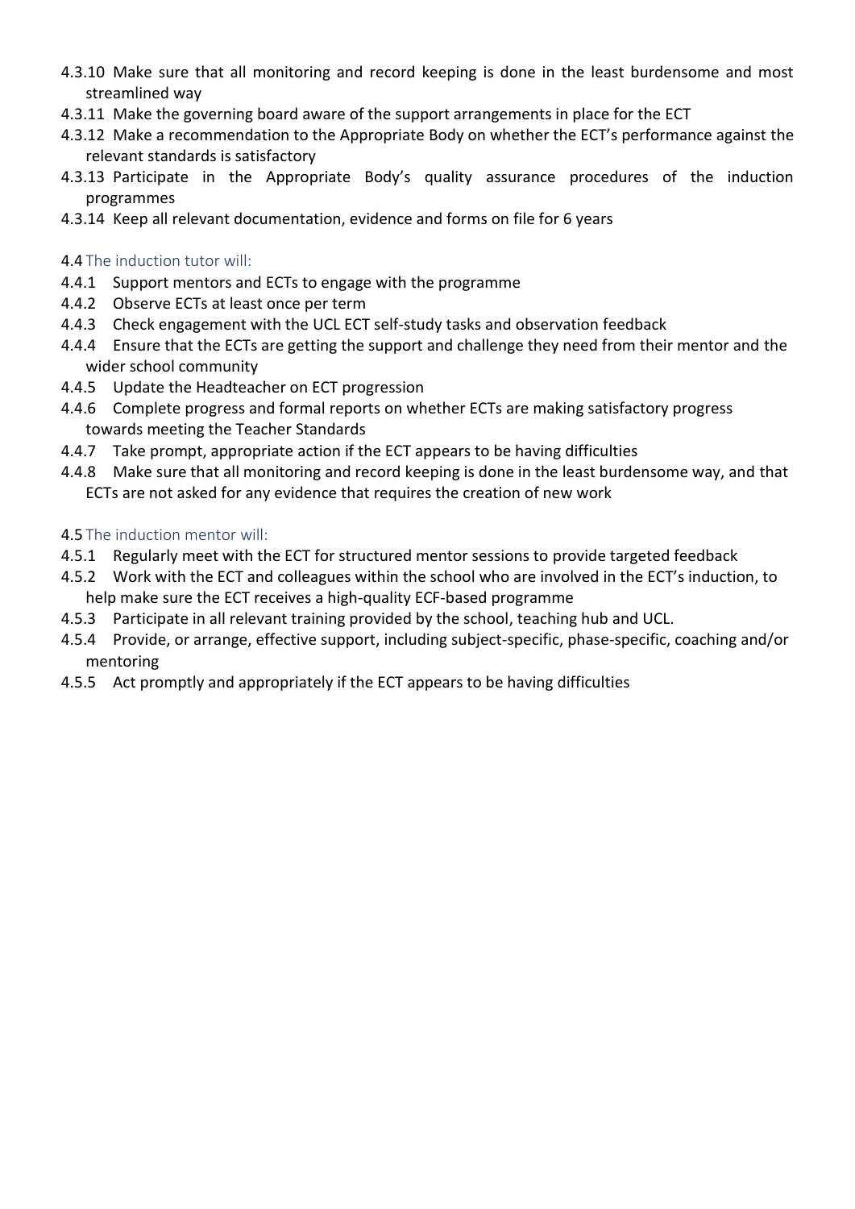4.3.10 Make sure that all monitoring and record keeping is done in the least burdensome and most streamlined way

4.3.11 Make the governing board aware of the support arrangements in place for the ECT

4.3.12 Make a recommendation to the Appropriate Body on whether the ECT's performance against the relevant standards is satisfactory

4.3.13 Participate in the Appropriate Body's quality assurance procedures of the induction programmes

4.3.14 Keep all relevant documentation, evidence and forms on file for 6 years

### 4.4 The induction tutor will:

4.4.1 Support mentors and ECTs to engage with the programme

4.4.2 Observe ECTs at least once per term

4.4.3 Check engagement with the UCL ECT self-study tasks and observation feedback

4.4.4 Ensure that the ECTs are getting the support and challenge they need from their mentor and the wider school community

4.4.5 Update the Headteacher on ECT progression

4.4.6 Complete progress and formal reports on whether ECTs are making satisfactory progress towards meeting the Teacher Standards

4.4.7 Take prompt, appropriate action if the ECT appears to be having difficulties

4.4.8 Make sure that all monitoring and record keeping is done in the least burdensome way, and that ECTs are not asked for any evidence that requires the creation of new work

### 4.5 The induction mentor will:

4.5.1 Regularly meet with the ECT for structured mentor sessions to provide targeted feedback

4.5.2 Work with the ECT and colleagues within the school who are involved in the ECT's induction, to help make sure the ECT receives a high-quality ECF-based programme

4.5.3 Participate in all relevant training provided by the school, teaching hub and UCL.

4.5.4 Provide, or arrange, effective support, including subject-specific, phase-specific, coaching and/or mentoring

4.5.5 Act promptly and appropriately if the ECT appears to be having difficulties